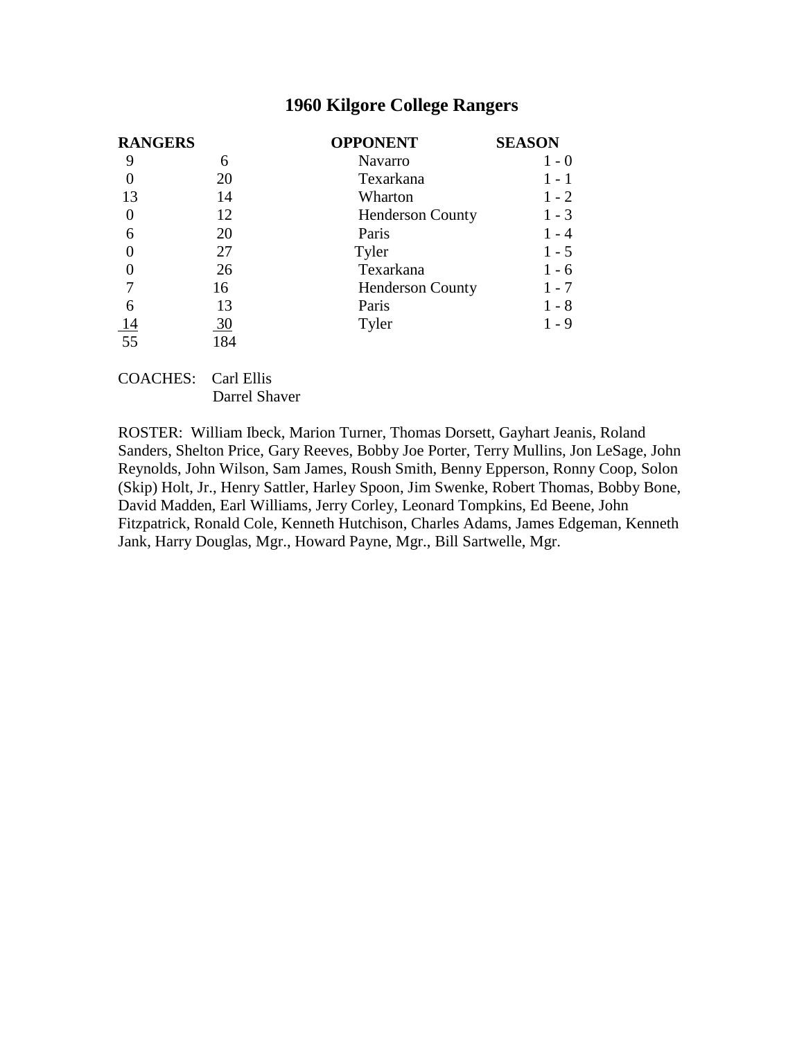# 1960 Kilgore College Rangers

| RANGERS | | OPPONENT | SEASON |
|---|---|---|---|
| 9 | 6 | Navarro | 1 - 0 |
| 0 | 20 | Texarkana | 1 - 1 |
| 13 | 14 | Wharton | 1 - 2 |
| 0 | 12 | Henderson County | 1 - 3 |
| 6 | 20 | Paris | 1 - 4 |
| 0 | 27 | Tyler | 1 - 5 |
| 0 | 26 | Texarkana | 1 - 6 |
| 7 | 16 | Henderson County | 1 - 7 |
| 6 | 13 | Paris | 1 - 8 |
| 14 | 30 | Tyler | 1 - 9 |
| 55 | 184 | | |

COACHES: Carl Ellis
Darrel Shaver

ROSTER: William Ibeck, Marion Turner, Thomas Dorsett, Gayhart Jeanis, Roland Sanders, Shelton Price, Gary Reeves, Bobby Joe Porter, Terry Mullins, Jon LeSage, John Reynolds, John Wilson, Sam James, Roush Smith, Benny Epperson, Ronny Coop, Solon (Skip) Holt, Jr., Henry Sattler, Harley Spoon, Jim Swenke, Robert Thomas, Bobby Bone, David Madden, Earl Williams, Jerry Corley, Leonard Tompkins, Ed Beene, John Fitzpatrick, Ronald Cole, Kenneth Hutchison, Charles Adams, James Edgeman, Kenneth Jank, Harry Douglas, Mgr., Howard Payne, Mgr., Bill Sartwelle, Mgr.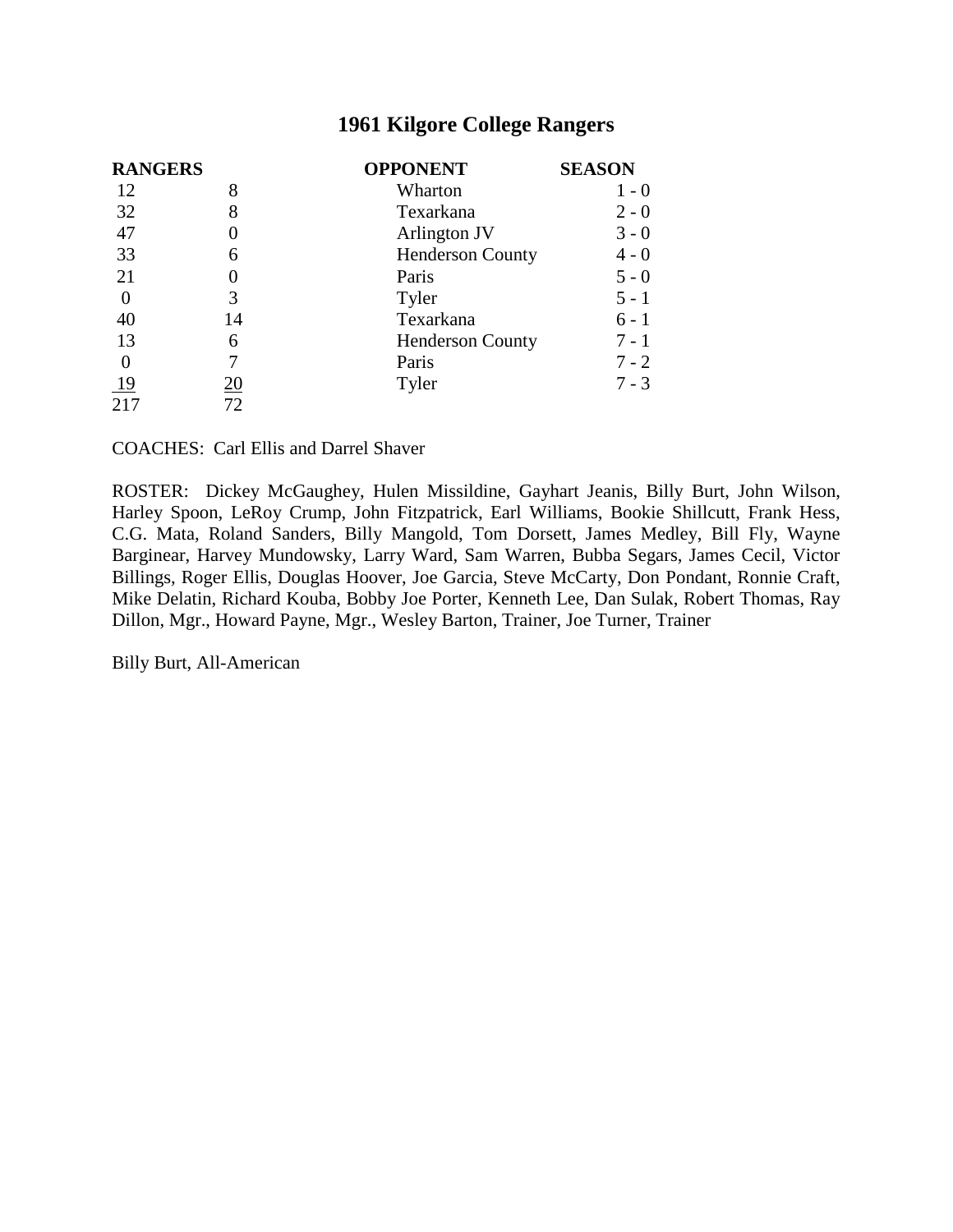# 1961 Kilgore College Rangers

| RANGERS | | OPPONENT | SEASON |
|---|---|---|---|
| 12 | 8 | Wharton | 1 - 0 |
| 32 | 8 | Texarkana | 2 - 0 |
| 47 | 0 | Arlington JV | 3 - 0 |
| 33 | 6 | Henderson County | 4 - 0 |
| 21 | 0 | Paris | 5 - 0 |
| 0 | 3 | Tyler | 5 - 1 |
| 40 | 14 | Texarkana | 6 - 1 |
| 13 | 6 | Henderson County | 7 - 1 |
| 0 | 7 | Paris | 7 - 2 |
| 19 | 20 | Tyler | 7 - 3 |
| 217 | 72 | | |

COACHES: Carl Ellis and Darrel Shaver

ROSTER: Dickey McGaughey, Hulen Missildine, Gayhart Jeanis, Billy Burt, John Wilson, Harley Spoon, LeRoy Crump, John Fitzpatrick, Earl Williams, Bookie Shillcutt, Frank Hess, C.G. Mata, Roland Sanders, Billy Mangold, Tom Dorsett, James Medley, Bill Fly, Wayne Barginear, Harvey Mundowsky, Larry Ward, Sam Warren, Bubba Segars, James Cecil, Victor Billings, Roger Ellis, Douglas Hoover, Joe Garcia, Steve McCarty, Don Pondant, Ronnie Craft, Mike Delatin, Richard Kouba, Bobby Joe Porter, Kenneth Lee, Dan Sulak, Robert Thomas, Ray Dillon, Mgr., Howard Payne, Mgr., Wesley Barton, Trainer, Joe Turner, Trainer

Billy Burt, All-American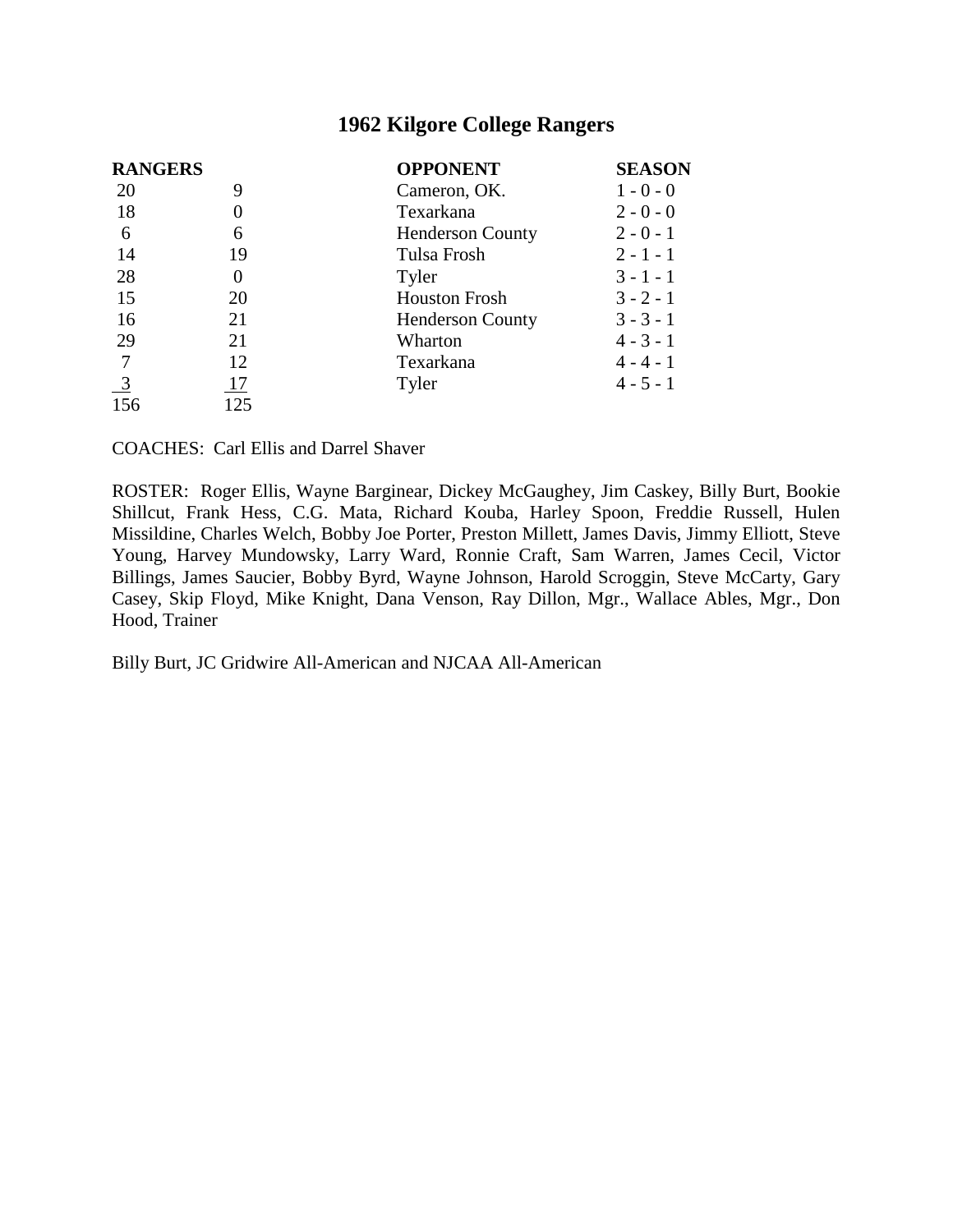# 1962 Kilgore College Rangers

| RANGERS | | OPPONENT | SEASON |
|---|---|---|---|
| 20 | 9 | Cameron, OK. | 1 - 0 - 0 |
| 18 | 0 | Texarkana | 2 - 0 - 0 |
| 6 | 6 | Henderson County | 2 - 0 - 1 |
| 14 | 19 | Tulsa Frosh | 2 - 1 - 1 |
| 28 | 0 | Tyler | 3 - 1 - 1 |
| 15 | 20 | Houston Frosh | 3 - 2 - 1 |
| 16 | 21 | Henderson County | 3 - 3 - 1 |
| 29 | 21 | Wharton | 4 - 3 - 1 |
| 7 | 12 | Texarkana | 4 - 4 - 1 |
| 3 | 17 | Tyler | 4 - 5 - 1 |
| 156 | 125 | | |

COACHES: Carl Ellis and Darrel Shaver

ROSTER: Roger Ellis, Wayne Barginear, Dickey McGaughey, Jim Caskey, Billy Burt, Bookie Shillcut, Frank Hess, C.G. Mata, Richard Kouba, Harley Spoon, Freddie Russell, Hulen Missildine, Charles Welch, Bobby Joe Porter, Preston Millett, James Davis, Jimmy Elliott, Steve Young, Harvey Mundowsky, Larry Ward, Ronnie Craft, Sam Warren, James Cecil, Victor Billings, James Saucier, Bobby Byrd, Wayne Johnson, Harold Scroggin, Steve McCarty, Gary Casey, Skip Floyd, Mike Knight, Dana Venson, Ray Dillon, Mgr., Wallace Ables, Mgr., Don Hood, Trainer

Billy Burt, JC Gridwire All-American and NJCAA All-American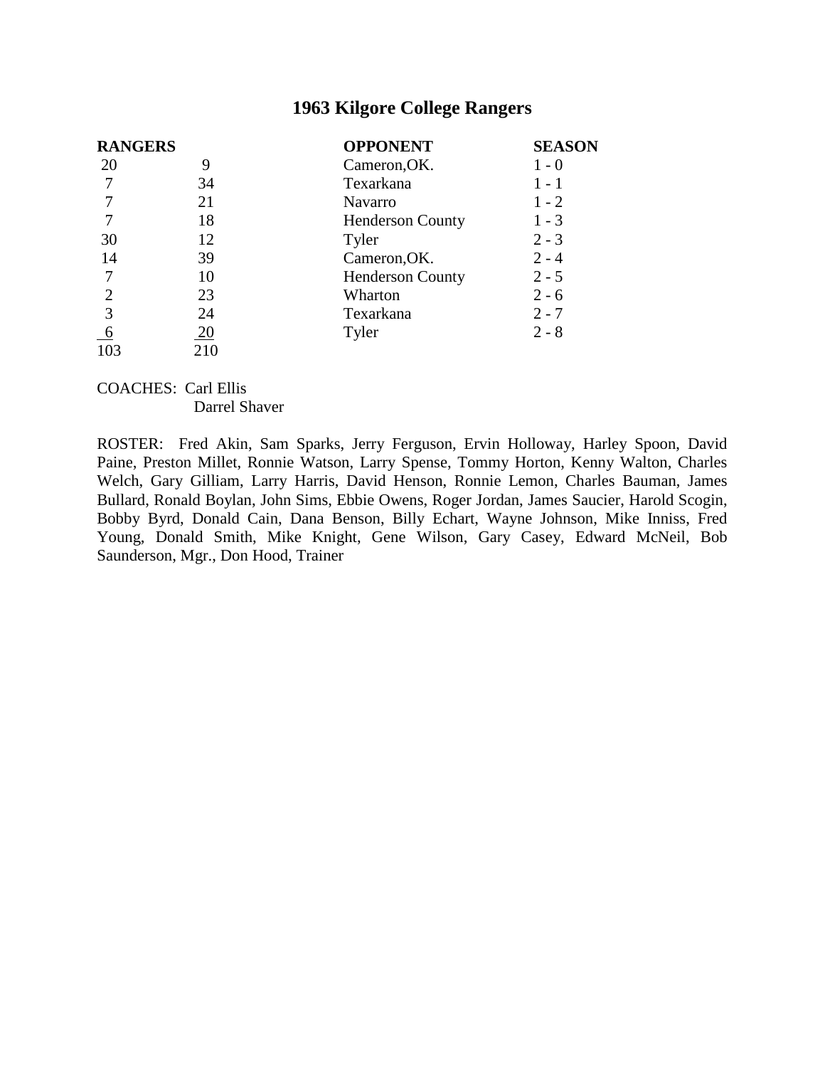# 1963 Kilgore College Rangers

| RANGERS | | OPPONENT | SEASON |
|---|---|---|---|
| 20 | 9 | Cameron,OK. | 1 - 0 |
| 7 | 34 | Texarkana | 1 - 1 |
| 7 | 21 | Navarro | 1 - 2 |
| 7 | 18 | Henderson County | 1 - 3 |
| 30 | 12 | Tyler | 2 - 3 |
| 14 | 39 | Cameron,OK. | 2 - 4 |
| 7 | 10 | Henderson County | 2 - 5 |
| 2 | 23 | Wharton | 2 - 6 |
| 3 | 24 | Texarkana | 2 - 7 |
| 6 | 20 | Tyler | 2 - 8 |
| 103 | 210 | | |

COACHES: Carl Ellis
Darrel Shaver

ROSTER: Fred Akin, Sam Sparks, Jerry Ferguson, Ervin Holloway, Harley Spoon, David Paine, Preston Millet, Ronnie Watson, Larry Spense, Tommy Horton, Kenny Walton, Charles Welch, Gary Gilliam, Larry Harris, David Henson, Ronnie Lemon, Charles Bauman, James Bullard, Ronald Boylan, John Sims, Ebbie Owens, Roger Jordan, James Saucier, Harold Scogin, Bobby Byrd, Donald Cain, Dana Benson, Billy Echart, Wayne Johnson, Mike Inniss, Fred Young, Donald Smith, Mike Knight, Gene Wilson, Gary Casey, Edward McNeil, Bob Saunderson, Mgr., Don Hood, Trainer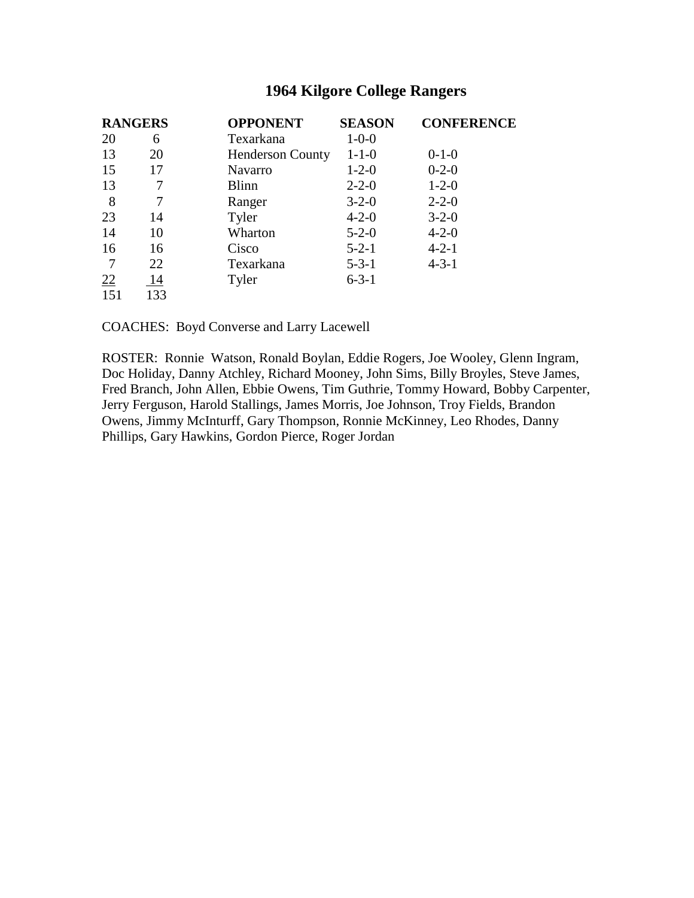# 1964 Kilgore College Rangers

| RANGERS | | OPPONENT | SEASON | CONFERENCE |
|---|---|---|---|---|
| 20 | 6 | Texarkana | 1-0-0 | |
| 13 | 20 | Henderson County | 1-1-0 | 0-1-0 |
| 15 | 17 | Navarro | 1-2-0 | 0-2-0 |
| 13 | 7 | Blinn | 2-2-0 | 1-2-0 |
| 8 | 7 | Ranger | 3-2-0 | 2-2-0 |
| 23 | 14 | Tyler | 4-2-0 | 3-2-0 |
| 14 | 10 | Wharton | 5-2-0 | 4-2-0 |
| 16 | 16 | Cisco | 5-2-1 | 4-2-1 |
| 7 | 22 | Texarkana | 5-3-1 | 4-3-1 |
| 22 | 14 | Tyler | 6-3-1 | |
| 151 | 133 | | | |

COACHES: Boyd Converse and Larry Lacewell

ROSTER: Ronnie Watson, Ronald Boylan, Eddie Rogers, Joe Wooley, Glenn Ingram, Doc Holiday, Danny Atchley, Richard Mooney, John Sims, Billy Broyles, Steve James, Fred Branch, John Allen, Ebbie Owens, Tim Guthrie, Tommy Howard, Bobby Carpenter, Jerry Ferguson, Harold Stallings, James Morris, Joe Johnson, Troy Fields, Brandon Owens, Jimmy McInturff, Gary Thompson, Ronnie McKinney, Leo Rhodes, Danny Phillips, Gary Hawkins, Gordon Pierce, Roger Jordan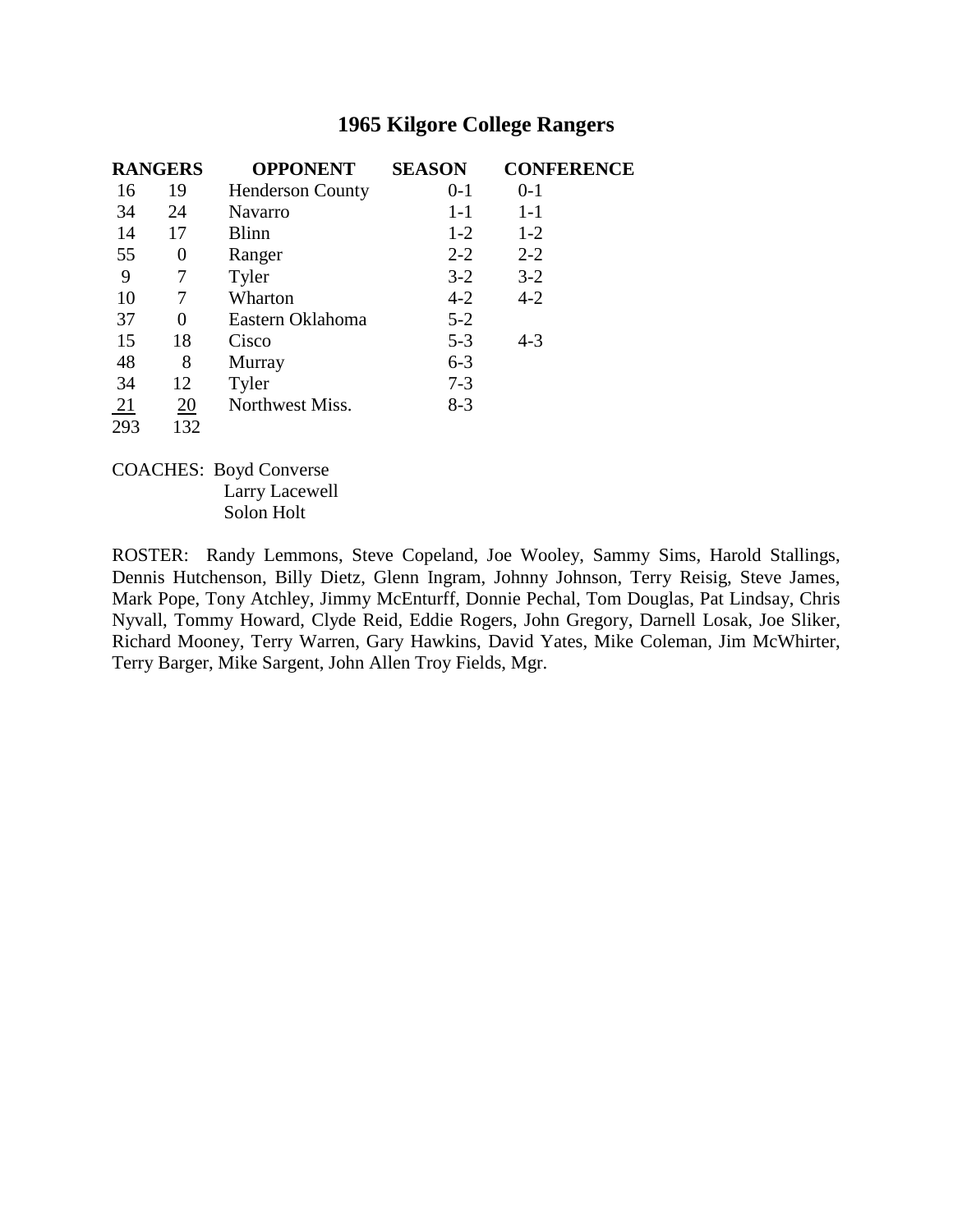# 1965 Kilgore College Rangers

| RANGERS | | OPPONENT | SEASON | CONFERENCE |
|---|---|---|---|---|
| 16 | 19 | Henderson County | 0-1 | 0-1 |
| 34 | 24 | Navarro | 1-1 | 1-1 |
| 14 | 17 | Blinn | 1-2 | 1-2 |
| 55 | 0 | Ranger | 2-2 | 2-2 |
| 9 | 7 | Tyler | 3-2 | 3-2 |
| 10 | 7 | Wharton | 4-2 | 4-2 |
| 37 | 0 | Eastern Oklahoma | 5-2 | |
| 15 | 18 | Cisco | 5-3 | 4-3 |
| 48 | 8 | Murray | 6-3 | |
| 34 | 12 | Tyler | 7-3 | |
| 21 | 20 | Northwest Miss. | 8-3 | |
| 293 | 132 | | | |

COACHES: Boyd Converse
Larry Lacewell
Solon Holt

ROSTER: Randy Lemmons, Steve Copeland, Joe Wooley, Sammy Sims, Harold Stallings, Dennis Hutchenson, Billy Dietz, Glenn Ingram, Johnny Johnson, Terry Reisig, Steve James, Mark Pope, Tony Atchley, Jimmy McEnturff, Donnie Pechal, Tom Douglas, Pat Lindsay, Chris Nyvall, Tommy Howard, Clyde Reid, Eddie Rogers, John Gregory, Darnell Losak, Joe Sliker, Richard Mooney, Terry Warren, Gary Hawkins, David Yates, Mike Coleman, Jim McWhirter, Terry Barger, Mike Sargent, John Allen Troy Fields, Mgr.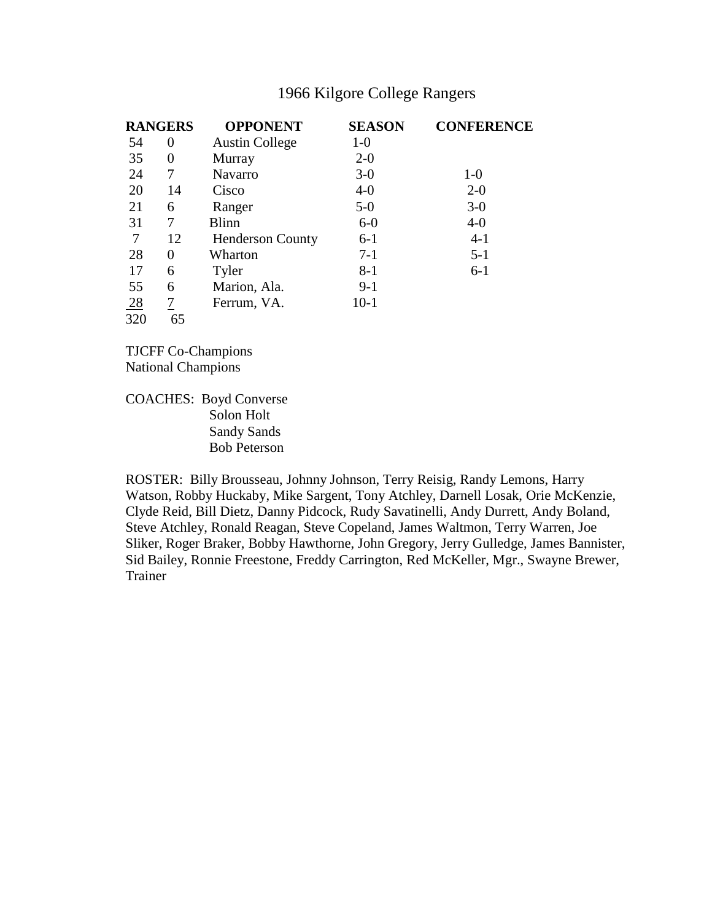# 1966 Kilgore College Rangers

| RANGERS | | OPPONENT | SEASON | CONFERENCE |
|---|---|---|---|---|
| 54 | 0 | Austin College | 1-0 | |
| 35 | 0 | Murray | 2-0 | |
| 24 | 7 | Navarro | 3-0 | 1-0 |
| 20 | 14 | Cisco | 4-0 | 2-0 |
| 21 | 6 | Ranger | 5-0 | 3-0 |
| 31 | 7 | Blinn | 6-0 | 4-0 |
| 7 | 12 | Henderson County | 6-1 | 4-1 |
| 28 | 0 | Wharton | 7-1 | 5-1 |
| 17 | 6 | Tyler | 8-1 | 6-1 |
| 55 | 6 | Marion, Ala. | 9-1 | |
| 28 | 7 | Ferrum, VA. | 10-1 | |
| 320 | 65 | | | |

TJCFF Co-Champions
National Champions

COACHES: Boyd Converse
Solon Holt
Sandy Sands
Bob Peterson

ROSTER: Billy Brousseau, Johnny Johnson, Terry Reisig, Randy Lemons, Harry Watson, Robby Huckaby, Mike Sargent, Tony Atchley, Darnell Losak, Orie McKenzie, Clyde Reid, Bill Dietz, Danny Pidcock, Rudy Savatinelli, Andy Durrett, Andy Boland, Steve Atchley, Ronald Reagan, Steve Copeland, James Waltmon, Terry Warren, Joe Sliker, Roger Braker, Bobby Hawthorne, John Gregory, Jerry Gulledge, James Bannister, Sid Bailey, Ronnie Freestone, Freddy Carrington, Red McKeller, Mgr., Swayne Brewer, Trainer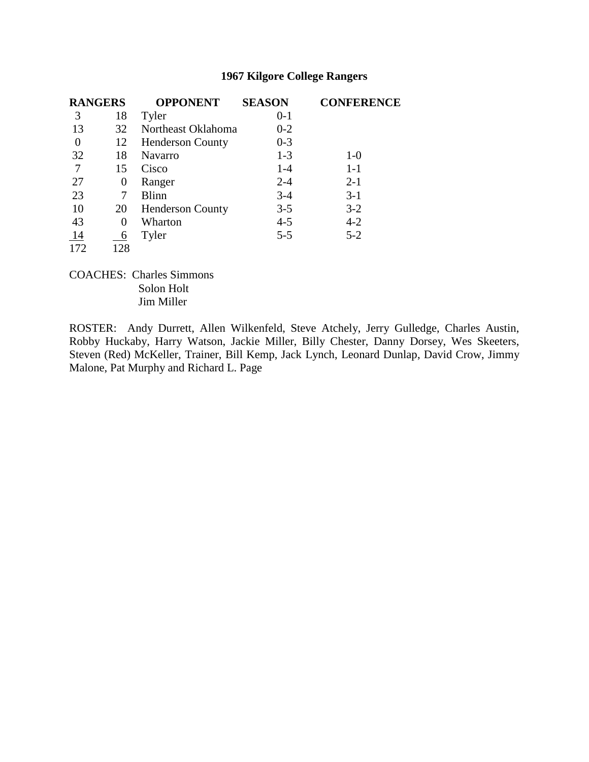**1967 Kilgore College Rangers**

| RANGERS | | OPPONENT | SEASON | CONFERENCE |
|---|---|---|---|---|
| 3 | 18 | Tyler | 0-1 | |
| 13 | 32 | Northeast Oklahoma | 0-2 | |
| 0 | 12 | Henderson County | 0-3 | |
| 32 | 18 | Navarro | 1-3 | 1-0 |
| 7 | 15 | Cisco | 1-4 | 1-1 |
| 27 | 0 | Ranger | 2-4 | 2-1 |
| 23 | 7 | Blinn | 3-4 | 3-1 |
| 10 | 20 | Henderson County | 3-5 | 3-2 |
| 43 | 0 | Wharton | 4-5 | 4-2 |
| 14 | 6 | Tyler | 5-5 | 5-2 |
| 172 | 128 | | | |

COACHES: Charles Simmons
Solon Holt
Jim Miller

ROSTER: Andy Durrett, Allen Wilkenfeld, Steve Atchely, Jerry Gulledge, Charles Austin, Robby Huckaby, Harry Watson, Jackie Miller, Billy Chester, Danny Dorsey, Wes Skeeters, Steven (Red) McKeller, Trainer, Bill Kemp, Jack Lynch, Leonard Dunlap, David Crow, Jimmy Malone, Pat Murphy and Richard L. Page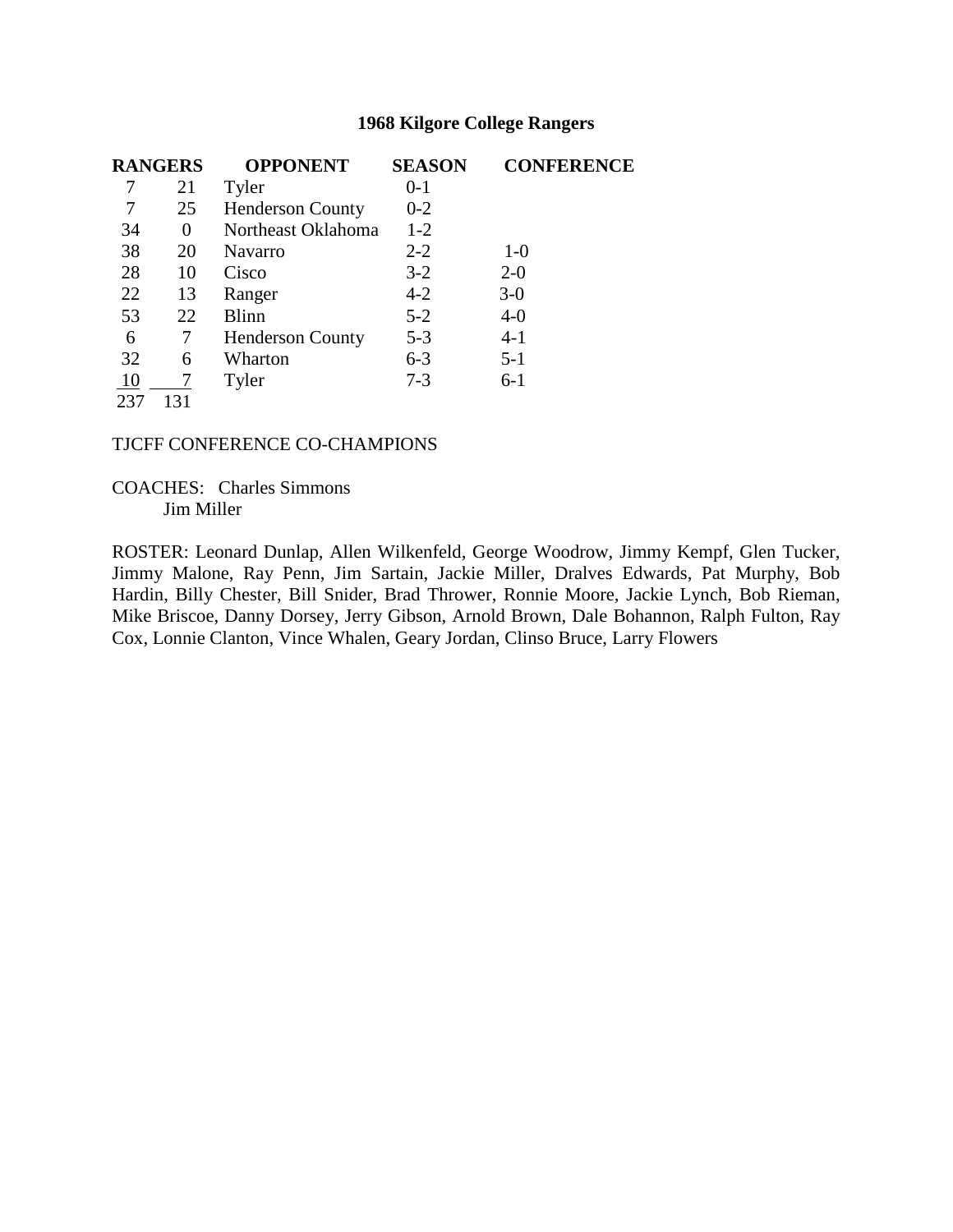# 1968 Kilgore College Rangers

| RANGERS | | OPPONENT | SEASON | CONFERENCE |
|---|---|---|---|---|
| 7 | 21 | Tyler | 0-1 | |
| 7 | 25 | Henderson County | 0-2 | |
| 34 | 0 | Northeast Oklahoma | 1-2 | |
| 38 | 20 | Navarro | 2-2 | 1-0 |
| 28 | 10 | Cisco | 3-2 | 2-0 |
| 22 | 13 | Ranger | 4-2 | 3-0 |
| 53 | 22 | Blinn | 5-2 | 4-0 |
| 6 | 7 | Henderson County | 5-3 | 4-1 |
| 32 | 6 | Wharton | 6-3 | 5-1 |
| 10 | 7 | Tyler | 7-3 | 6-1 |
| 237 | 131 | | | |

TJCFF CONFERENCE CO-CHAMPIONS

COACHES: Charles Simmons
Jim Miller

ROSTER: Leonard Dunlap, Allen Wilkenfeld, George Woodrow, Jimmy Kempf, Glen Tucker, Jimmy Malone, Ray Penn, Jim Sartain, Jackie Miller, Dralves Edwards, Pat Murphy, Bob Hardin, Billy Chester, Bill Snider, Brad Thrower, Ronnie Moore, Jackie Lynch, Bob Rieman, Mike Briscoe, Danny Dorsey, Jerry Gibson, Arnold Brown, Dale Bohannon, Ralph Fulton, Ray Cox, Lonnie Clanton, Vince Whalen, Geary Jordan, Clinso Bruce, Larry Flowers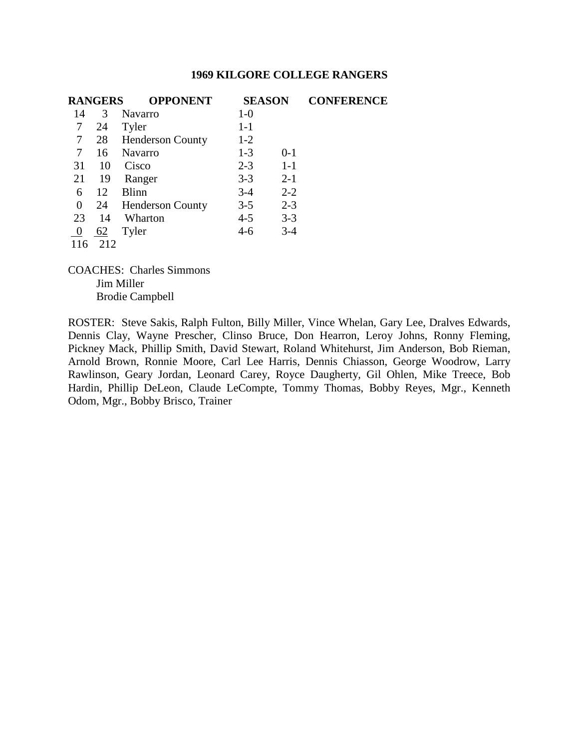**1969 KILGORE COLLEGE RANGERS**

| RANGERS | | OPPONENT | SEASON | CONFERENCE |
|---|---|---|---|---|
| 14 | 3 | Navarro | 1-0 | |
| 7 | 24 | Tyler | 1-1 | |
| 7 | 28 | Henderson County | 1-2 | |
| 7 | 16 | Navarro | 1-3 | 0-1 |
| 31 | 10 | Cisco | 2-3 | 1-1 |
| 21 | 19 | Ranger | 3-3 | 2-1 |
| 6 | 12 | Blinn | 3-4 | 2-2 |
| 0 | 24 | Henderson County | 3-5 | 2-3 |
| 23 | 14 | Wharton | 4-5 | 3-3 |
| 0 | 62 | Tyler | 4-6 | 3-4 |
| 116 | 212 | | | |

COACHES: Charles Simmons
Jim Miller
Brodie Campbell

ROSTER: Steve Sakis, Ralph Fulton, Billy Miller, Vince Whelan, Gary Lee, Dralves Edwards, Dennis Clay, Wayne Prescher, Clinso Bruce, Don Hearron, Leroy Johns, Ronny Fleming, Pickney Mack, Phillip Smith, David Stewart, Roland Whitehurst, Jim Anderson, Bob Rieman, Arnold Brown, Ronnie Moore, Carl Lee Harris, Dennis Chiasson, George Woodrow, Larry Rawlinson, Geary Jordan, Leonard Carey, Royce Daugherty, Gil Ohlen, Mike Treece, Bob Hardin, Phillip DeLeon, Claude LeCompte, Tommy Thomas, Bobby Reyes, Mgr., Kenneth Odom, Mgr., Bobby Brisco, Trainer